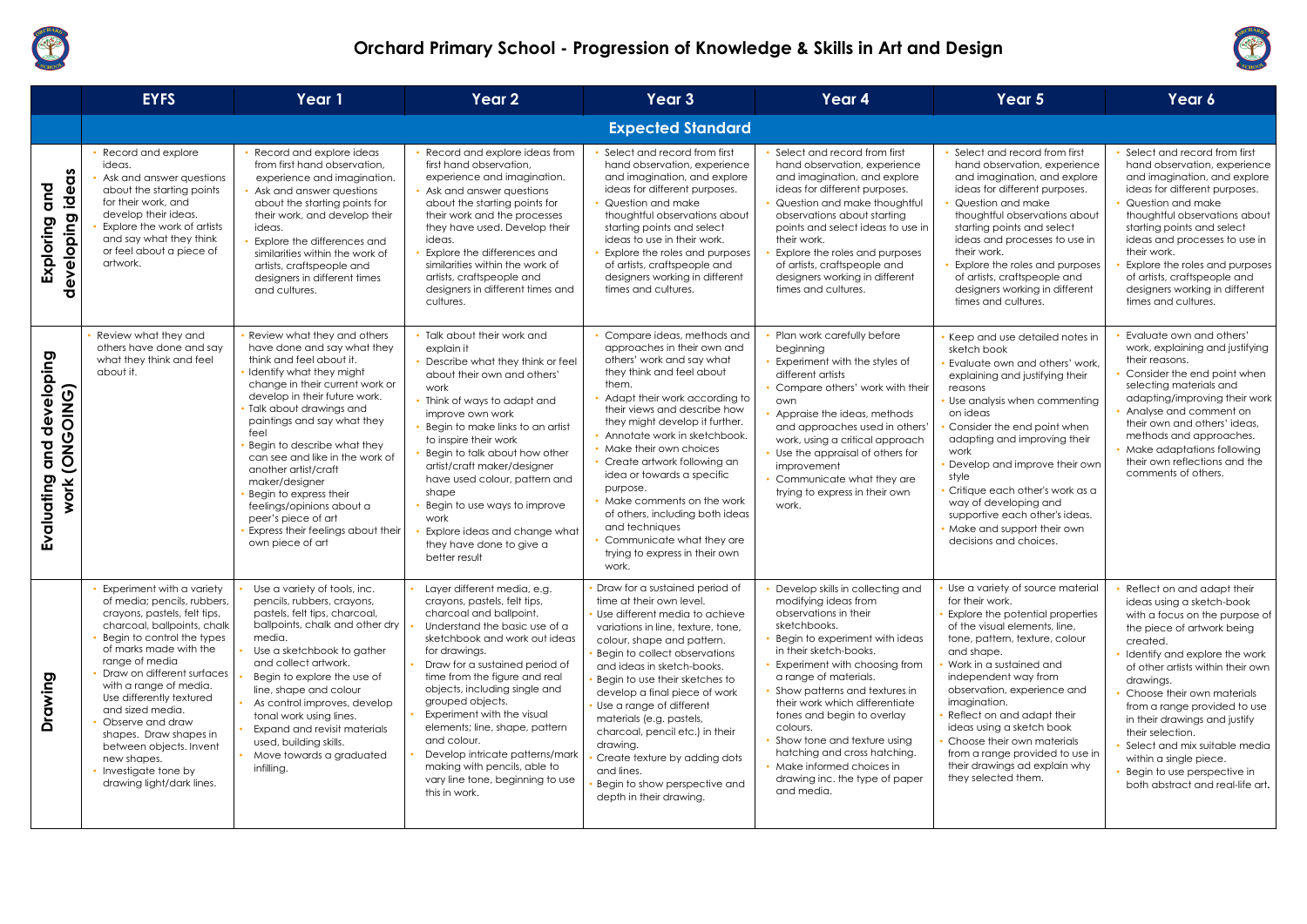# Orchard Primary School - Progression of Knowledge & Skills in Art and Design

| | EYFS | Year 1 | Year 2 | Year 3 | Year 4 | Year 5 | Year 6 |
|---|---|---|---|---|---|---|---|
| | **Expected Standard** | | | | | | |
| **Exploring and developing ideas** | • Record and explore ideas.<br>• Ask and answer questions about the starting points for their work, and develop their ideas.<br>• Explore the work of artists and say what they think or feel about a piece of artwork. | • Record and explore ideas from first hand observation, experience and imagination.<br>• Ask and answer questions about the starting points for their work, and develop their ideas.<br>• Explore the differences and similarities within the work of artists, craftspeople and designers in different times and cultures. | • Record and explore ideas from first hand observation, experience and imagination.<br>• Ask and answer questions about the starting points for their work and the processes they have used. Develop their ideas.<br>• Explore the differences and similarities within the work of artists, craftspeople and designers in different times and cultures. | • Select and record from first hand observation, experience and imagination, and explore ideas for different purposes.<br>• Question and make thoughtful observations about starting points and select ideas to use in their work.<br>• Explore the roles and purposes of artists, craftspeople and designers working in different times and cultures. | • Select and record from first hand observation, experience and imagination, and explore ideas for different purposes.<br>• Question and make thoughtful observations about starting points and select ideas to use in their work.<br>• Explore the roles and purposes of artists, craftspeople and designers working in different times and cultures. | • Select and record from first hand observation, experience and imagination, and explore ideas for different purposes.<br>• Question and make thoughtful observations about starting points and select ideas and processes to use in their work.<br>• Explore the roles and purposes of artists, craftspeople and designers working in different times and cultures. | • Select and record from first hand observation, experience and imagination, and explore ideas for different purposes.<br>• Question and make thoughtful observations about starting points and select ideas and processes to use in their work.<br>• Explore the roles and purposes of artists, craftspeople and designers working in different times and cultures. |
| **Evaluating and developing work (ONGOING)** | • Review what they and others have done and say what they think and feel about it. | • Review what they and others have done and say what they think and feel about it.<br>• Identify what they might change in their current work or develop in their future work.<br>• Talk about drawings and paintings and say what they feel<br>• Begin to describe what they can see and like in the work of another artist/craft maker/designer<br>• Begin to express their feelings/opinions about a peer's piece of art<br>• Express their feelings about their own piece of art | • Talk about their work and explain it<br>• Describe what they think or feel about their own and others' work<br>• Think of ways to adapt and improve own work<br>• Begin to make links to an artist to inspire their work<br>• Begin to talk about how other artist/craft maker/designer have used colour, pattern and shape<br>• Begin to use ways to improve work<br>• Explore ideas and change what they have done to give a better result | • Compare ideas, methods and approaches in their own and others' work and say what they think and feel about them.<br>• Adapt their work according to their views and describe how they might develop it further.<br>• Annotate work in sketchbook.<br>• Make their own choices<br>• Create artwork following an idea or towards a specific purpose.<br>• Make comments on the work of others, including both ideas and techniques<br>• Communicate what they are trying to express in their own work. | • Plan work carefully before beginning<br>• Experiment with the styles of different artists<br>• Compare others' work with their own<br>• Appraise the ideas, methods and approaches used in others' work, using a critical approach<br>• Use the appraisal of others for improvement<br>• Communicate what they are trying to express in their own work. | • Keep and use detailed notes in sketch book<br>• Evaluate own and others' work, explaining and justifying their reasons<br>• Use analysis when commenting on ideas<br>• Consider the end point when adapting and improving their work<br>• Develop and improve their own style<br>• Critique each other's work as a way of developing and supportive each other's ideas.<br>• Make and support their own decisions and choices. | • Evaluate own and others' work, explaining and justifying their reasons.<br>• Consider the end point when selecting materials and adapting/improving their work<br>• Analyse and comment on their own and others' ideas, methods and approaches.<br>• Make adaptations following their own reflections and the comments of others. |
| **Drawing** | • Experiment with a variety of media; pencils, rubbers, crayons, pastels, felt tips, charcoal, ballpoints, chalk<br>• Begin to control the types of marks made with the range of media<br>• Draw on different surfaces with a range of media. Use differently textured and sized media.<br>• Observe and draw shapes. Draw shapes in between objects. Invent new shapes.<br>• Investigate tone by drawing light/dark lines. | • Use a variety of tools, inc. pencils, rubbers, crayons, pastels, felt tips, charcoal, ballpoints, chalk and other dry media.<br>• Use a sketchbook to gather and collect artwork.<br>• Begin to explore the use of line, shape and colour<br>• As control improves, develop tonal work using lines.<br>• Expand and revisit materials used, building skills.<br>• Move towards a graduated infilling. | • Layer different media, e.g. crayons, pastels, felt tips, charcoal and ballpoint.<br>• Understand the basic use of a sketchbook and work out ideas for drawings.<br>• Draw for a sustained period of time from the figure and real objects, including single and grouped objects.<br>• Experiment with the visual elements; line, shape, pattern and colour.<br>• Develop intricate patterns/mark making with pencils, able to vary line tone, beginning to use this in work. | • Draw for a sustained period of time at their own level.<br>• Use different media to achieve variations in line, texture, tone, colour, shape and pattern.<br>• Begin to collect observations and ideas in sketch-books.<br>• Begin to use their sketches to develop a final piece of work<br>• Use a range of different materials (e.g. pastels, charcoal, pencil etc.) in their drawing.<br>• Create texture by adding dots and lines.<br>• Begin to show perspective and depth in their drawing. | • Develop skills in collecting and modifying ideas from observations in their sketchbooks.<br>• Begin to experiment with ideas in their sketch-books.<br>• Experiment with choosing from a range of materials.<br>• Show patterns and textures in their work which differentiate tones and begin to overlay colours.<br>• Show tone and texture using hatching and cross hatching.<br>• Make informed choices in drawing inc. the type of paper and media. | • Use a variety of source material for their work.<br>• Explore the potential properties of the visual elements, line, tone, pattern, texture, colour and shape.<br>• Work in a sustained and independent way from observation, experience and imagination.<br>• Reflect on and adapt their ideas using a sketch book<br>• Choose their own materials from a range provided to use in their drawings ad explain why they selected them. | • Reflect on and adapt their ideas using a sketch-book with a focus on the purpose of the piece of artwork being created.<br>• Identify and explore the work of other artists within their own drawings.<br>• Choose their own materials from a range provided to use in their drawings and justify their selection.<br>• Select and mix suitable media within a single piece.<br>• Begin to use perspective in both abstract and real-life art. |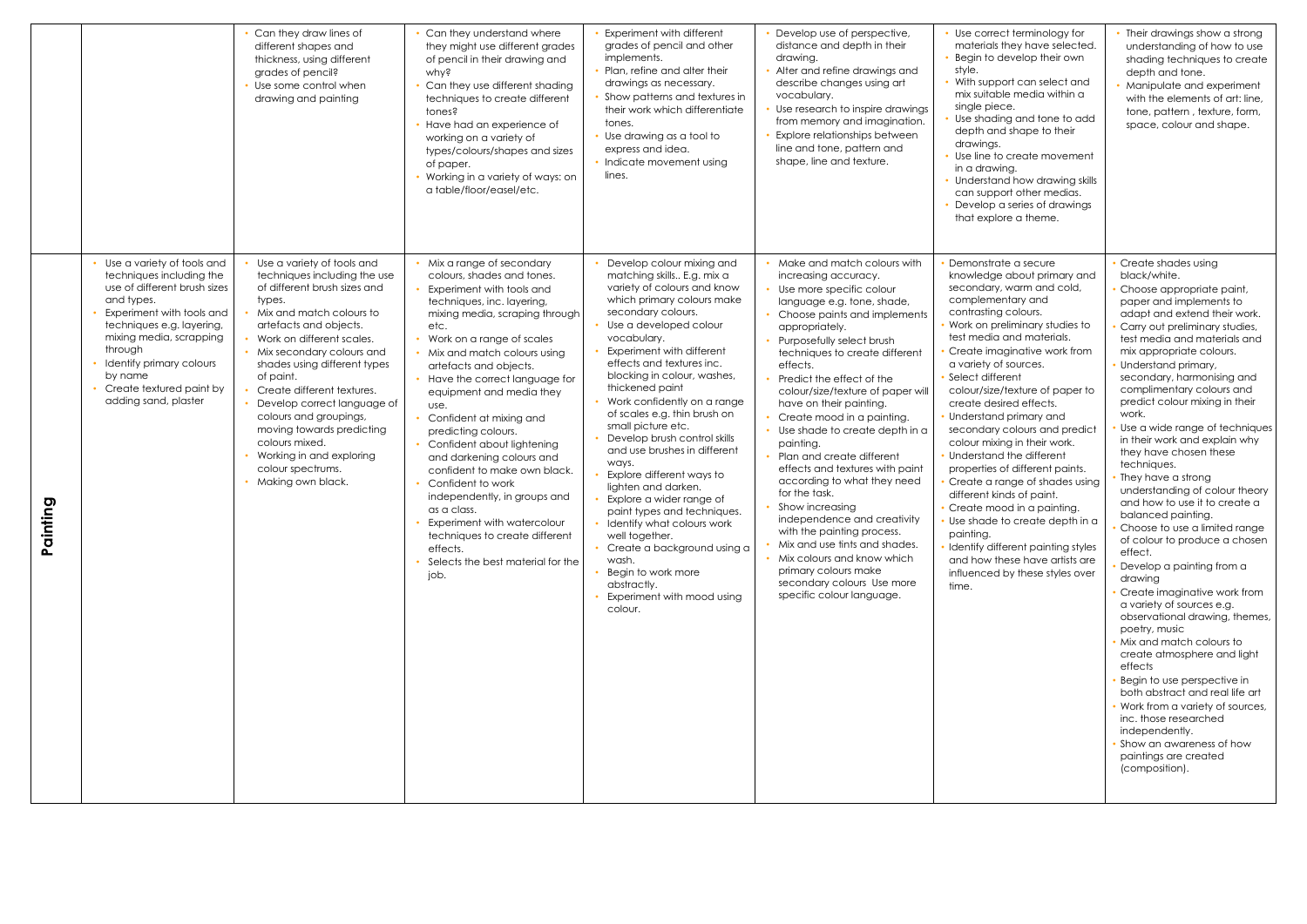| | | | | | | | |
|---|---|---|---|---|---|---|---|
| | | • Can they draw lines of different shapes and thickness, using different grades of pencil?<br>• Use some control when drawing and painting | • Can they understand where they might use different grades of pencil in their drawing and why?<br>• Can they use different shading techniques to create different tones?<br>• Have had an experience of working on a variety of types/colours/shapes and sizes of paper.<br>• Working in a variety of ways: on a table/floor/easel/etc. | • Experiment with different grades of pencil and other implements.<br>• Plan, refine and alter their drawings as necessary.<br>• Show patterns and textures in their work which differentiate tones.<br>• Use drawing as a tool to express and idea.<br>• Indicate movement using lines. | • Develop use of perspective, distance and depth in their drawing.<br>• Alter and refine drawings and describe changes using art vocabulary.<br>• Use research to inspire drawings from memory and imagination.<br>• Explore relationships between line and tone, pattern and shape, line and texture. | • Use correct terminology for materials they have selected.<br>• Begin to develop their own style.<br>• With support can select and mix suitable media within a single piece.<br>• Use shading and tone to add depth and shape to their drawings.<br>• Use line to create movement in a drawing.<br>• Understand how drawing skills can support other medias.<br>• Develop a series of drawings that explore a theme. | • Their drawings show a strong understanding of how to use shading techniques to create depth and tone.<br>• Manipulate and experiment with the elements of art: line, tone, pattern , texture, form, space, colour and shape. |
| **Painting** | • Use a variety of tools and techniques including the use of different brush sizes and types.<br>• Experiment with tools and techniques e.g. layering, mixing media, scrapping through<br>• Identify primary colours by name<br>• Create textured paint by adding sand, plaster | • Use a variety of tools and techniques including the use of different brush sizes and types.<br>• Mix and match colours to artefacts and objects.<br>• Work on different scales.<br>• Mix secondary colours and shades using different types of paint.<br>• Create different textures.<br>• Develop correct language of colours and groupings, moving towards predicting colours mixed.<br>• Working in and exploring colour spectrums.<br>• Making own black. | • Mix a range of secondary colours, shades and tones.<br>• Experiment with tools and techniques, inc. layering, mixing media, scraping through etc.<br>• Work on a range of scales<br>• Mix and match colours using artefacts and objects.<br>• Have the correct language for equipment and media they use.<br>• Confident at mixing and predicting colours.<br>• Confident about lightening and darkening colours and confident to make own black.<br>• Confident to work independently, in groups and as a class.<br>• Experiment with watercolour techniques to create different effects.<br>• Selects the best material for the job. | • Develop colour mixing and matching skills.. E.g. mix a variety of colours and know which primary colours make secondary colours.<br>• Use a developed colour vocabulary.<br>• Experiment with different effects and textures inc. blocking in colour, washes, thickened paint<br>• Work confidently on a range of scales e.g. thin brush on small picture etc.<br>• Develop brush control skills and use brushes in different ways.<br>• Explore different ways to lighten and darken.<br>• Explore a wider range of paint types and techniques.<br>• Identify what colours work well together.<br>• Create a background using a wash.<br>• Begin to work more abstractly.<br>• Experiment with mood using colour. | • Make and match colours with increasing accuracy.<br>• Use more specific colour language e.g. tone, shade,<br>• Choose paints and implements appropriately.<br>• Purposefully select brush techniques to create different effects.<br>• Predict the effect of the colour/size/texture of paper will have on their painting.<br>• Create mood in a painting.<br>• Use shade to create depth in a painting.<br>• Plan and create different effects and textures with paint according to what they need for the task.<br>• Show increasing independence and creativity with the painting process.<br>• Mix and use tints and shades.<br>• Mix colours and know which primary colours make secondary colours Use more specific colour language. | • Demonstrate a secure knowledge about primary and secondary, warm and cold, complementary and contrasting colours.<br>• Work on preliminary studies to test media and materials.<br>• Create imaginative work from a variety of sources.<br>• Select different colour/size/texture of paper to create desired effects.<br>• Understand primary and secondary colours and predict colour mixing in their work.<br>• Understand the different properties of different paints.<br>• Create a range of shades using different kinds of paint.<br>• Create mood in a painting.<br>• Use shade to create depth in a painting.<br>• Identify different painting styles and how these have artists are influenced by these styles over time. | • Create shades using black/white.<br>• Choose appropriate paint, paper and implements to adapt and extend their work.<br>• Carry out preliminary studies, test media and materials and mix appropriate colours.<br>• Understand primary, secondary, harmonising and complimentary colours and predict colour mixing in their work.<br>• Use a wide range of techniques in their work and explain why they have chosen these techniques.<br>• They have a strong understanding of colour theory and how to use it to create a balanced painting.<br>• Choose to use a limited range of colour to produce a chosen effect.<br>• Develop a painting from a drawing<br>• Create imaginative work from a variety of sources e.g. observational drawing, themes, poetry, music<br>• Mix and match colours to create atmosphere and light effects<br>• Begin to use perspective in both abstract and real life art<br>• Work from a variety of sources, inc. those researched independently.<br>• Show an awareness of how paintings are created (composition). |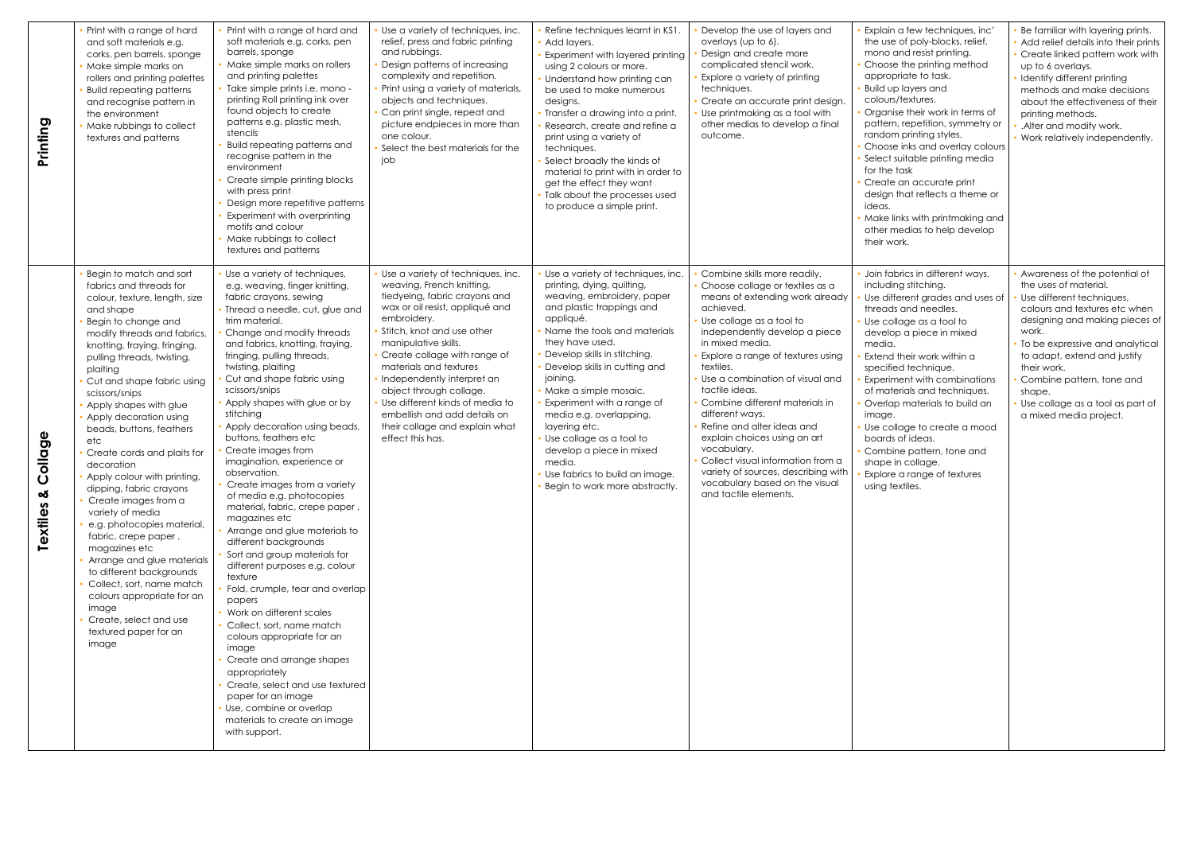| | | | | | | | |
|---|---|---|---|---|---|---|---|
| **Printing** | • Print with a range of hard and soft materials e.g. corks, pen barrels, sponge<br>• Make simple marks on rollers and printing palettes<br>• Build repeating patterns and recognise pattern in the environment<br>• Make rubbings to collect textures and patterns | • Print with a range of hard and soft materials e.g. corks, pen barrels, sponge<br>• Make simple marks on rollers and printing palettes<br>• Take simple prints i.e. mono - printing Roll printing ink over found objects to create patterns e.g. plastic mesh, stencils<br>• Build repeating patterns and recognise pattern in the environment<br>• Create simple printing blocks with press print<br>• Design more repetitive patterns<br>• Experiment with overprinting motifs and colour<br>• Make rubbings to collect textures and patterns | • Use a variety of techniques, inc. relief, press and fabric printing and rubbings.<br>• Design patterns of increasing complexity and repetition.<br>• Print using a variety of materials, objects and techniques.<br>• Can print single, repeat and picture endpieces in more than one colour.<br>• Select the best materials for the job | • Refine techniques learnt in KS1.<br>• Add layers.<br>• Experiment with layered printing using 2 colours or more.<br>• Understand how printing can be used to make numerous designs.<br>• Transfer a drawing into a print.<br>• Research, create and refine a print using a variety of techniques.<br>• Select broadly the kinds of material to print with in order to get the effect they want<br>• Talk about the processes used to produce a simple print. | • Develop the use of layers and overlays (up to 6).<br>• Design and create more complicated stencil work.<br>• Explore a variety of printing techniques.<br>• Create an accurate print design.<br>• Use printmaking as a tool with other medias to develop a final outcome. | • Explain a few techniques, inc' the use of poly-blocks, relief, mono and resist printing.<br>• Choose the printing method appropriate to task.<br>• Build up layers and colours/textures.<br>• Organise their work in terms of pattern, repetition, symmetry or random printing styles.<br>• Choose inks and overlay colours<br>• Select suitable printing media for the task<br>• Create an accurate print design that reflects a theme or ideas.<br>• Make links with printmaking and other medias to help develop their work. | • Be familiar with layering prints.<br>• Add relief details into their prints<br>• Create linked pattern work with up to 6 overlays.<br>• Identify different printing methods and make decisions about the effectiveness of their printing methods.<br>• .Alter and modify work.<br>• Work relatively independently. |
| **Textiles & Collage** | • Begin to match and sort fabrics and threads for colour, texture, length, size and shape<br>• Begin to change and modify threads and fabrics, knotting, fraying, fringing, pulling threads, twisting, plaiting<br>• Cut and shape fabric using scissors/snips<br>• Apply shapes with glue<br>• Apply decoration using beads, buttons, feathers etc<br>• Create cords and plaits for decoration<br>• Apply colour with printing, dipping, fabric crayons<br>• Create images from a variety of media<br>• e.g. photocopies material, fabric, crepe paper , magazines etc<br>• Arrange and glue materials to different backgrounds<br>• Collect, sort, name match colours appropriate for an image<br>• Create, select and use textured paper for an image | • Use a variety of techniques, e.g. weaving, finger knitting, fabric crayons, sewing<br>• Thread a needle, cut, glue and trim material.<br>• Change and modify threads and fabrics, knotting, fraying, fringing, pulling threads, twisting, plaiting<br>• Cut and shape fabric using scissors/snips<br>• Apply shapes with glue or by stitching<br>• Apply decoration using beads, buttons, feathers etc<br>• Create images from imagination, experience or observation.<br>• Create images from a variety of media e.g. photocopies material, fabric, crepe paper , magazines etc<br>• Arrange and glue materials to different backgrounds<br>• Sort and group materials for different purposes e.g. colour texture<br>• Fold, crumple, tear and overlap papers<br>• Work on different scales<br>• Collect, sort, name match colours appropriate for an image<br>• Create and arrange shapes appropriately<br>• Create, select and use textured paper for an image<br>• Use, combine or overlap materials to create an image with support. | • Use a variety of techniques, inc. weaving, French knitting, tiedyeing, fabric crayons and wax or oil resist, appliqué and embroidery.<br>• Stitch, knot and use other manipulative skills.<br>• Create collage with range of materials and textures<br>• Independently interpret an object through collage.<br>• Use different kinds of media to embellish and add details on their collage and explain what effect this has. | • Use a variety of techniques, inc. printing, dying, quilting, weaving, embroidery, paper and plastic trappings and appliqué.<br>• Name the tools and materials they have used.<br>• Develop skills in stitching.<br>• Develop skills in cutting and joining.<br>• Make a simple mosaic.<br>• Experiment with a range of media e.g. overlapping, layering etc.<br>• Use collage as a tool to develop a piece in mixed media.<br>• Use fabrics to build an image.<br>• Begin to work more abstractly. | • Combine skills more readily.<br>• Choose collage or textiles as a means of extending work already achieved.<br>• Use collage as a tool to independently develop a piece in mixed media.<br>• Explore a range of textures using textiles.<br>• Use a combination of visual and tactile ideas.<br>• Combine different materials in different ways.<br>• Refine and alter ideas and explain choices using an art vocabulary.<br>• Collect visual information from a variety of sources, describing with vocabulary based on the visual and tactile elements. | • Join fabrics in different ways, including stitching.<br>• Use different grades and uses of threads and needles.<br>• Use collage as a tool to develop a piece in mixed media.<br>• Extend their work within a specified technique.<br>• Experiment with combinations of materials and techniques.<br>• Overlap materials to build an image.<br>• Use collage to create a mood boards of ideas.<br>• Combine pattern, tone and shape in collage.<br>• Explore a range of textures using textiles. | • Awareness of the potential of the uses of material.<br>• Use different techniques, colours and textures etc when designing and making pieces of work.<br>• To be expressive and analytical to adapt, extend and justify their work.<br>• Combine pattern, tone and shape.<br>• Use collage as a tool as part of a mixed media project. |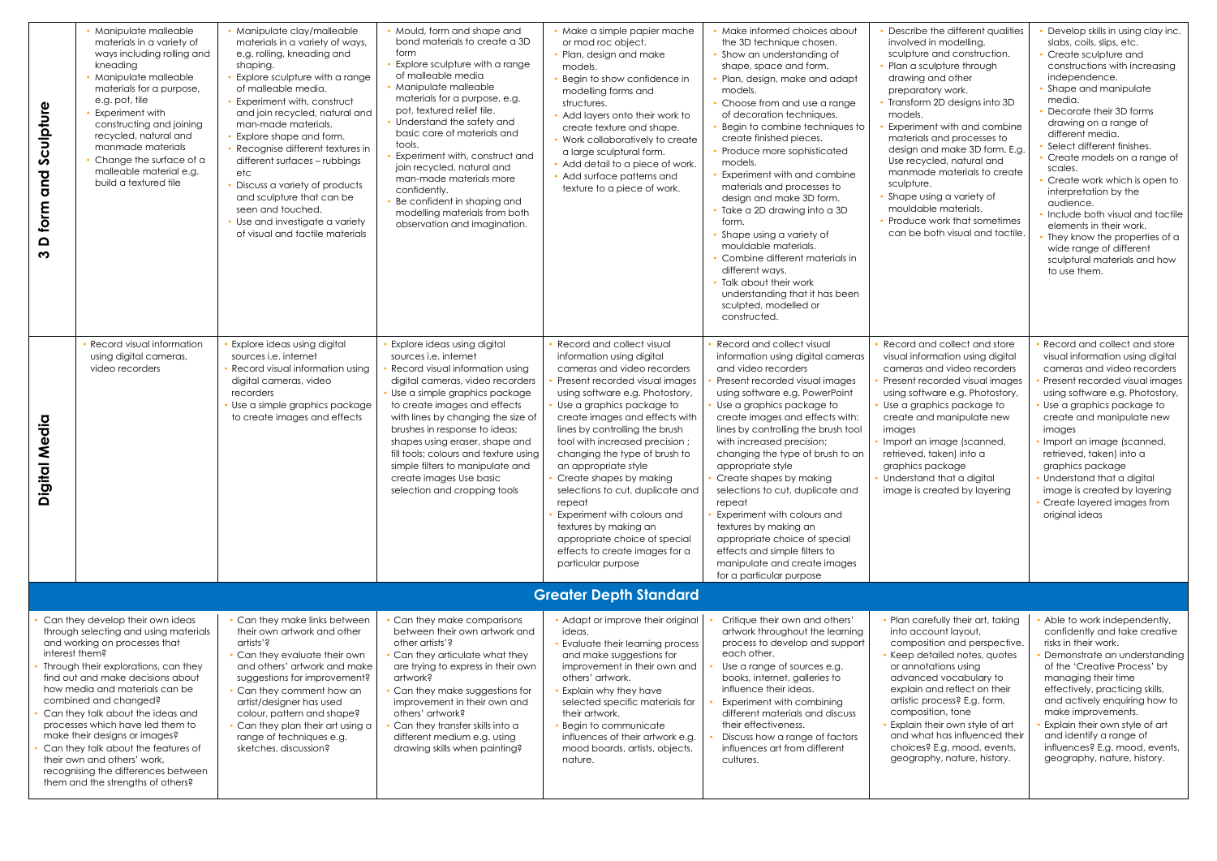| | | | | | | | |
|---|---|---|---|---|---|---|---|
| **3 D form and Sculpture** | • Manipulate malleable materials in a variety of ways including rolling and kneading<br>• Manipulate malleable materials for a purpose, e.g. pot, tile<br>• Experiment with constructing and joining recycled, natural and manmade materials<br>• Change the surface of a malleable material e.g. build a textured tile | • Manipulate clay/malleable materials in a variety of ways, e.g. rolling, kneading and shaping.<br>• Explore sculpture with a range of malleable media.<br>• Experiment with, construct and join recycled, natural and man-made materials.<br>• Explore shape and form.<br>• Recognise different textures in different surfaces – rubbings etc<br>• Discuss a variety of products and sculpture that can be seen and touched.<br>• Use and investigate a variety of visual and tactile materials | • Mould, form and shape and bond materials to create a 3D form<br>• Explore sculpture with a range of malleable media<br>• Manipulate malleable materials for a purpose, e.g. pot, textured relief tile.<br>• Understand the safety and basic care of materials and tools.<br>• Experiment with, construct and join recycled, natural and man-made materials more confidently.<br>• Be confident in shaping and modelling materials from both observation and imagination. | • Make a simple papier mache or mod roc object.<br>• Plan, design and make models.<br>• Begin to show confidence in modelling forms and structures.<br>• Add layers onto their work to create texture and shape.<br>• Work collaboratively to create a large sculptural form.<br>• Add detail to a piece of work.<br>• Add surface patterns and texture to a piece of work. | • Make informed choices about the 3D technique chosen.<br>• Show an understanding of shape, space and form.<br>• Plan, design, make and adapt models.<br>• Choose from and use a range of decoration techniques.<br>• Begin to combine techniques to create finished pieces.<br>• Produce more sophisticated models.<br>• Experiment with and combine materials and processes to design and make 3D form.<br>• Take a 2D drawing into a 3D form.<br>• Shape using a variety of mouldable materials.<br>• Combine different materials in different ways.<br>• Talk about their work understanding that it has been sculpted, modelled or constructed. | • Describe the different qualities involved in modelling, sculpture and construction.<br>• Plan a sculpture through drawing and other preparatory work.<br>• Transform 2D designs into 3D models.<br>• Experiment with and combine materials and processes to design and make 3D form. E.g. Use recycled, natural and manmade materials to create sculpture.<br>• Shape using a variety of mouldable materials.<br>• Produce work that sometimes can be both visual and tactile. | • Develop skills in using clay inc. slabs, coils, slips, etc.<br>• Create sculpture and constructions with increasing independence.<br>• Shape and manipulate media.<br>• Decorate their 3D forms drawing on a range of different media.<br>• Select different finishes.<br>• Create models on a range of scales.<br>• Create work which is open to interpretation by the audience.<br>• Include both visual and tactile elements in their work.<br>• They know the properties of a wide range of different sculptural materials and how to use them. |
| **Digital Media** | • Record visual information using digital cameras, video recorders | • Explore ideas using digital sources i.e. internet<br>• Record visual information using digital cameras, video recorders<br>• Use a simple graphics package to create images and effects | • Explore ideas using digital sources i.e. internet<br>• Record visual information using digital cameras, video recorders<br>• Use a simple graphics package to create images and effects with lines by changing the size of brushes in response to ideas; shapes using eraser, shape and fill tools; colours and texture using simple filters to manipulate and create images Use basic selection and cropping tools | • Record and collect visual information using digital cameras and video recorders<br>• Present recorded visual images using software e.g. Photostory,<br>• Use a graphics package to create images and effects with lines by controlling the brush tool with increased precision ; changing the type of brush to an appropriate style<br>• Create shapes by making selections to cut, duplicate and repeat<br>• Experiment with colours and textures by making an appropriate choice of special effects to create images for a particular purpose | • Record and collect visual information using digital cameras and video recorders<br>• Present recorded visual images using software e.g. PowerPoint<br>• Use a graphics package to create images and effects with: lines by controlling the brush tool with increased precision; changing the type of brush to an appropriate style<br>• Create shapes by making selections to cut, duplicate and repeat<br>• Experiment with colours and textures by making an appropriate choice of special effects and simple filters to manipulate and create images for a particular purpose | • Record and collect and store visual information using digital cameras and video recorders<br>• Present recorded visual images using software e.g. Photostory,<br>• Use a graphics package to create and manipulate new images<br>• Import an image (scanned, retrieved, taken) into a graphics package<br>• Understand that a digital image is created by layering | • Record and collect and store visual information using digital cameras and video recorders<br>• Present recorded visual images using software e.g. Photostory,<br>• Use a graphics package to create and manipulate new images<br>• Import an image (scanned, retrieved, taken) into a graphics package<br>• Understand that a digital image is created by layering<br>• Create layered images from original ideas |

## Greater Depth Standard

| | | | | | | |
|---|---|---|---|---|---|---|
| • Can they develop their own ideas through selecting and using materials and working on processes that interest them?<br>• Through their explorations, can they find out and make decisions about how media and materials can be combined and changed?<br>• Can they talk about the ideas and processes which have led them to make their designs or images?<br>• Can they talk about the features of their own and others' work, recognising the differences between them and the strengths of others? | • Can they make links between their own artwork and other artists'?<br>• Can they evaluate their own and others' artwork and make suggestions for improvement?<br>• Can they comment how an artist/designer has used colour, pattern and shape?<br>• Can they plan their art using a range of techniques e.g. sketches, discussion? | • Can they make comparisons between their own artwork and other artists'?<br>• Can they articulate what they are trying to express in their own artwork?<br>• Can they make suggestions for improvement in their own and others' artwork?<br>• Can they transfer skills into a different medium e.g. using drawing skills when painting? | • Adapt or improve their original ideas.<br>• Evaluate their learning process and make suggestions for improvement in their own and others' artwork.<br>• Explain why they have selected specific materials for their artwork.<br>• Begin to communicate influences of their artwork e.g. mood boards, artists, objects, nature. | • Critique their own and others' artwork throughout the learning process to develop and support each other.<br>• Use a range of sources e.g. books, internet, galleries to influence their ideas.<br>• Experiment with combining different materials and discuss their effectiveness.<br>• Discuss how a range of factors influences art from different cultures. | • Plan carefully their art, taking into account layout, composition and perspective.<br>• Keep detailed notes, quotes or annotations using advanced vocabulary to explain and reflect on their artistic process? E.g. form, composition, tone<br>• Explain their own style of art and what has influenced their choices? E.g. mood, events, geography, nature, history. | • Able to work independently, confidently and take creative risks in their work.<br>• Demonstrate an understanding of the 'Creative Process' by managing their time effectively, practicing skills, and actively enquiring how to make improvements.<br>• Explain their own style of art and identify a range of influences? E.g. mood, events, geography, nature, history. |